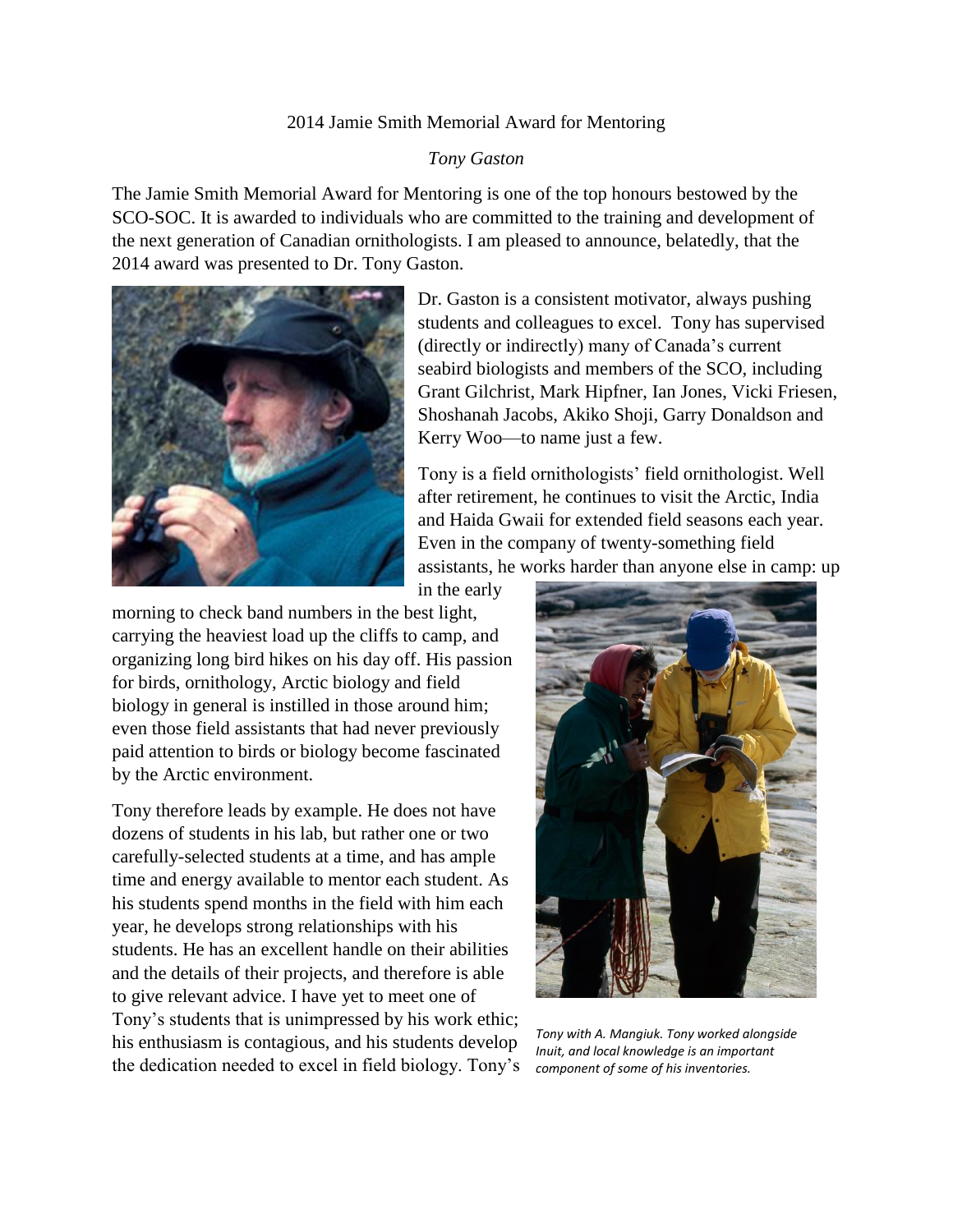2014 Jamie Smith Memorial Award for Mentoring

*Tony Gaston*

The Jamie Smith Memorial Award for Mentoring is one of the top honours bestowed by the SCO-SOC. It is awarded to individuals who are committed to the training and development of the next generation of Canadian ornithologists. I am pleased to announce, belatedly, that the 2014 award was presented to Dr. Tony Gaston.

Dr. Gaston is a consistent motivator, always pushing students and colleagues to excel. Tony has supervised (directly or indirectly) many of Canada's current seabird biologists and members of the SCO, including Grant Gilchrist, Mark Hipfner, Ian Jones, Vicki Friesen, Shoshanah Jacobs, Akiko Shoji, Garry Donaldson and Kerry Woo—to name just a few.

Tony is a field ornithologists' field ornithologist. Well after retirement, he continues to visit the Arctic, India and Haida Gwaii for extended field seasons each year. Even in the company of twenty-something field assistants, he works harder than anyone else in camp: up in the early morning to check band numbers in the best light, carrying the heaviest load up the cliffs to camp, and organizing long bird hikes on his day off. His passion for birds, ornithology, Arctic biology and field biology in general is instilled in those around him; even those field assistants that had never previously paid attention to birds or biology become fascinated by the Arctic environment.

*Tony with A. Mangiuk. Tony worked alongside Inuit, and local knowledge is an important component of some of his inventories.*

Tony therefore leads by example. He does not have dozens of students in his lab, but rather one or two carefully-selected students at a time, and has ample time and energy available to mentor each student. As his students spend months in the field with him each year, he develops strong relationships with his students. He has an excellent handle on their abilities and the details of their projects, and therefore is able to give relevant advice. I have yet to meet one of Tony's students that is unimpressed by his work ethic; his enthusiasm is contagious, and his students develop the dedication needed to excel in field biology. Tony's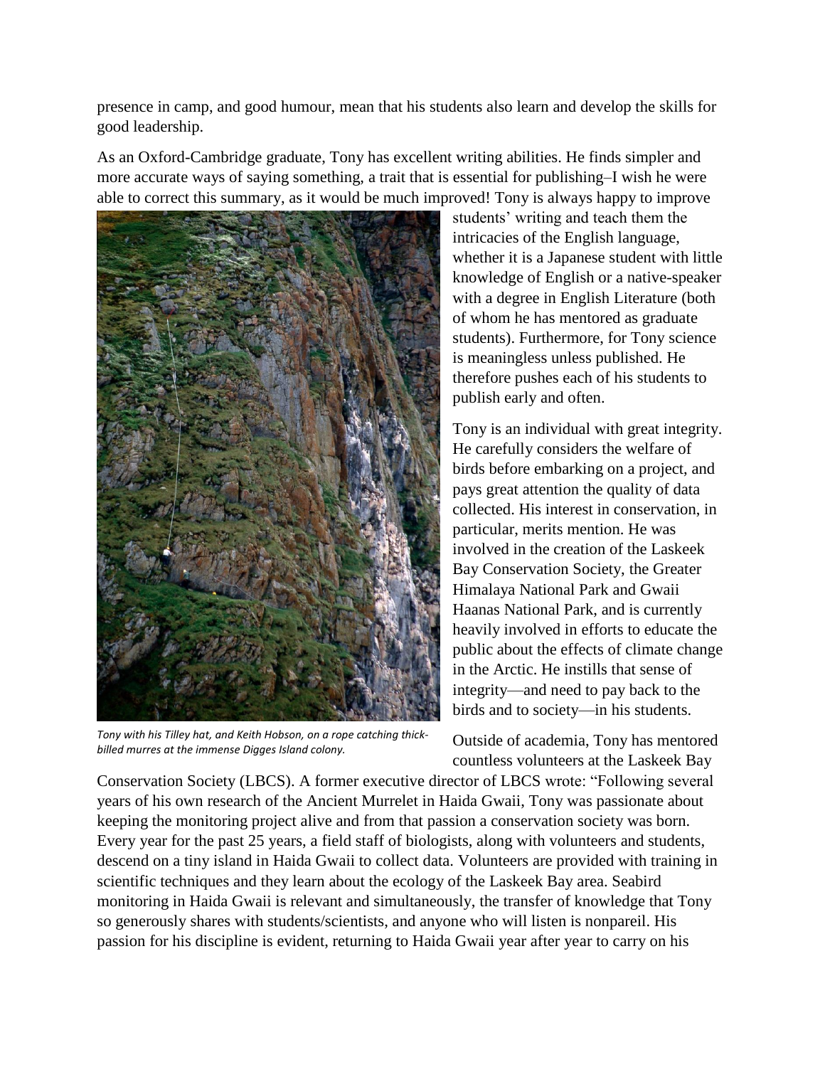presence in camp, and good humour, mean that his students also learn and develop the skills for good leadership.

As an Oxford-Cambridge graduate, Tony has excellent writing abilities. He finds simpler and more accurate ways of saying something, a trait that is essential for publishing–I wish he were able to correct this summary, as it would be much improved! Tony is always happy to improve students' writing and teach them the intricacies of the English language, whether it is a Japanese student with little knowledge of English or a native-speaker with a degree in English Literature (both of whom he has mentored as graduate students). Furthermore, for Tony science is meaningless unless published. He therefore pushes each of his students to publish early and often.

*Tony with his Tilley hat, and Keith Hobson, on a rope catching thick-billed murres at the immense Digges Island colony.*

Tony is an individual with great integrity. He carefully considers the welfare of birds before embarking on a project, and pays great attention the quality of data collected. His interest in conservation, in particular, merits mention. He was involved in the creation of the Laskeek Bay Conservation Society, the Greater Himalaya National Park and Gwaii Haanas National Park, and is currently heavily involved in efforts to educate the public about the effects of climate change in the Arctic. He instills that sense of integrity—and need to pay back to the birds and to society—in his students.

Outside of academia, Tony has mentored countless volunteers at the Laskeek Bay Conservation Society (LBCS). A former executive director of LBCS wrote: "Following several years of his own research of the Ancient Murrelet in Haida Gwaii, Tony was passionate about keeping the monitoring project alive and from that passion a conservation society was born. Every year for the past 25 years, a field staff of biologists, along with volunteers and students, descend on a tiny island in Haida Gwaii to collect data. Volunteers are provided with training in scientific techniques and they learn about the ecology of the Laskeek Bay area. Seabird monitoring in Haida Gwaii is relevant and simultaneously, the transfer of knowledge that Tony so generously shares with students/scientists, and anyone who will listen is nonpareil. His passion for his discipline is evident, returning to Haida Gwaii year after year to carry on his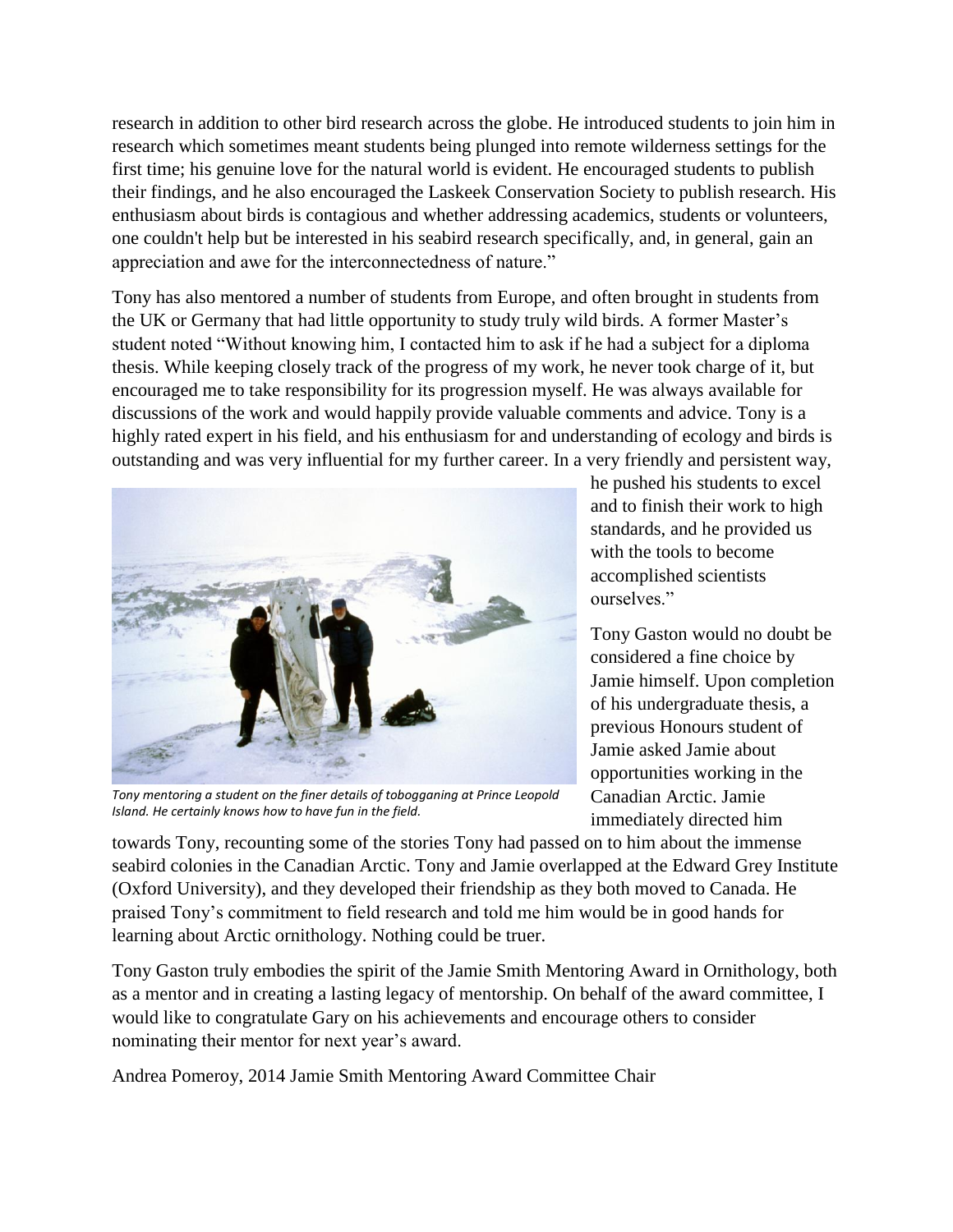research in addition to other bird research across the globe. He introduced students to join him in research which sometimes meant students being plunged into remote wilderness settings for the first time; his genuine love for the natural world is evident. He encouraged students to publish their findings, and he also encouraged the Laskeek Conservation Society to publish research. His enthusiasm about birds is contagious and whether addressing academics, students or volunteers, one couldn't help but be interested in his seabird research specifically, and, in general, gain an appreciation and awe for the interconnectedness of nature."

Tony has also mentored a number of students from Europe, and often brought in students from the UK or Germany that had little opportunity to study truly wild birds. A former Master's student noted "Without knowing him, I contacted him to ask if he had a subject for a diploma thesis. While keeping closely track of the progress of my work, he never took charge of it, but encouraged me to take responsibility for its progression myself. He was always available for discussions of the work and would happily provide valuable comments and advice. Tony is a highly rated expert in his field, and his enthusiasm for and understanding of ecology and birds is outstanding and was very influential for my further career. In a very friendly and persistent way, he pushed his students to excel and to finish their work to high standards, and he provided us with the tools to become accomplished scientists ourselves."

*Tony mentoring a student on the finer details of tobogganing at Prince Leopold Island. He certainly knows how to have fun in the field.*

Tony Gaston would no doubt be considered a fine choice by Jamie himself. Upon completion of his undergraduate thesis, a previous Honours student of Jamie asked Jamie about opportunities working in the Canadian Arctic. Jamie immediately directed him towards Tony, recounting some of the stories Tony had passed on to him about the immense seabird colonies in the Canadian Arctic. Tony and Jamie overlapped at the Edward Grey Institute (Oxford University), and they developed their friendship as they both moved to Canada. He praised Tony's commitment to field research and told me him would be in good hands for learning about Arctic ornithology. Nothing could be truer.

Tony Gaston truly embodies the spirit of the Jamie Smith Mentoring Award in Ornithology, both as a mentor and in creating a lasting legacy of mentorship. On behalf of the award committee, I would like to congratulate Gary on his achievements and encourage others to consider nominating their mentor for next year's award.

Andrea Pomeroy, 2014 Jamie Smith Mentoring Award Committee Chair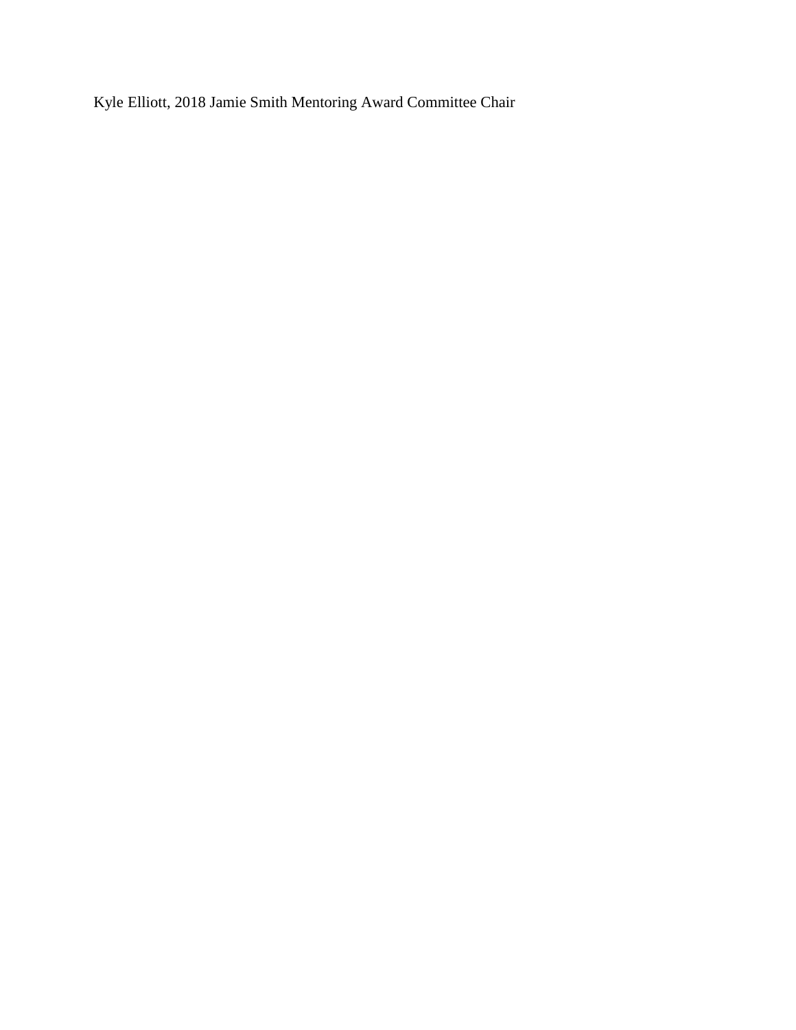Kyle Elliott, 2018 Jamie Smith Mentoring Award Committee Chair